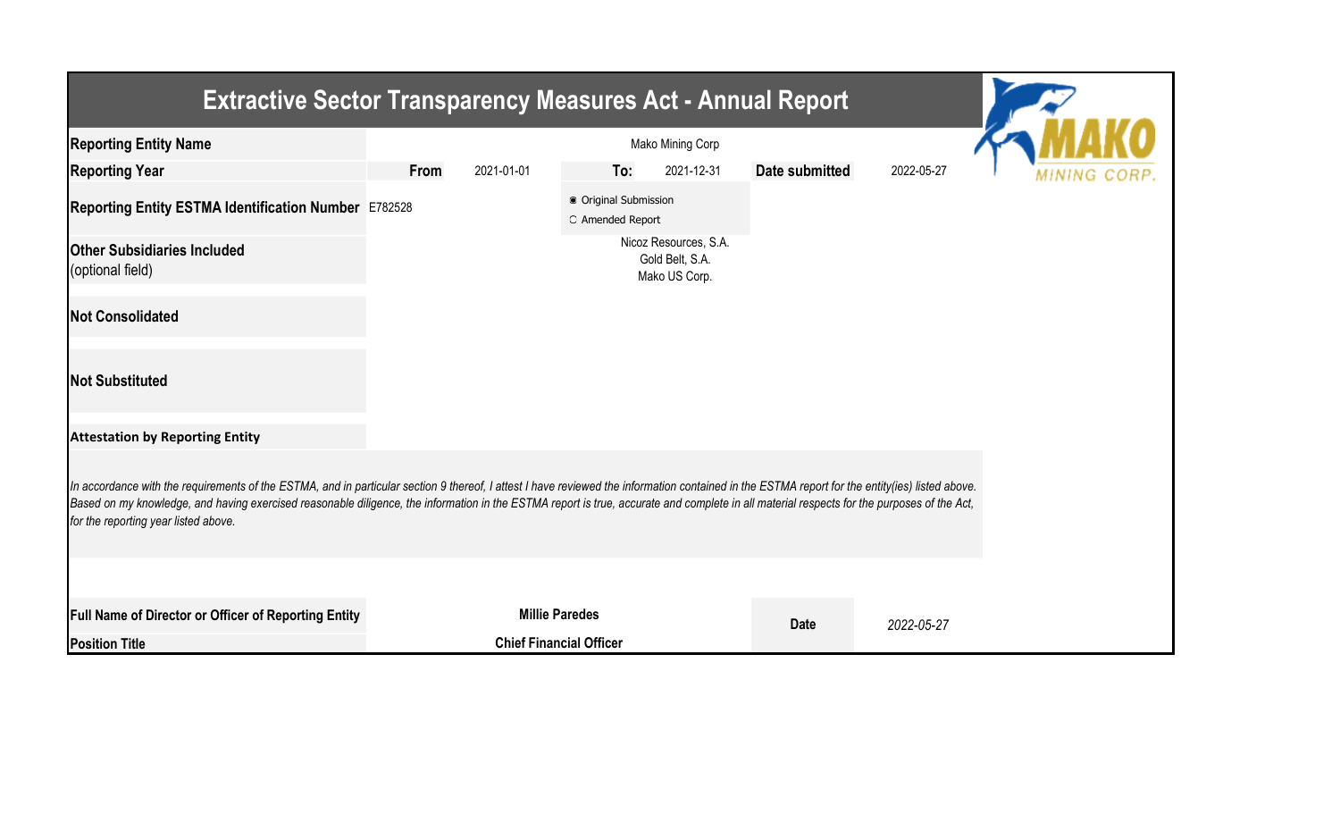# Extractive Sector Transparency Measures Act - Annual Report

| | | | | | | |
|---|---|---|---|---|---|---|
| **Reporting Entity Name** | | | Mako Mining Corp | | | |
| **Reporting Year** | **From** | 2021-01-01 | **To:** | 2021-12-31 | **Date submitted** | 2022-05-27 |
| **Reporting Entity ESTMA Identification Number** | E782528 | | ◉ Original Submission<br>○ Amended Report | | | |
| **Other Subsidiaries Included** (optional field) | | | Nicoz Resources, S.A.<br>Gold Belt, S.A.<br>Mako US Corp. | | | |
| **Not Consolidated** | | | | | | |
| **Not Substituted** | | | | | | |

**Attestation by Reporting Entity**

*In accordance with the requirements of the ESTMA, and in particular section 9 thereof, I attest I have reviewed the information contained in the ESTMA report for the entity(ies) listed above. Based on my knowledge, and having exercised reasonable diligence, the information in the ESTMA report is true, accurate and complete in all material respects for the purposes of the Act, for the reporting year listed above.*

| | | | |
|---|---|---|---|
| **Full Name of Director or Officer of Reporting Entity** | **Millie Paredes** | **Date** | *2022-05-27* |
| **Position Title** | **Chief Financial Officer** | | |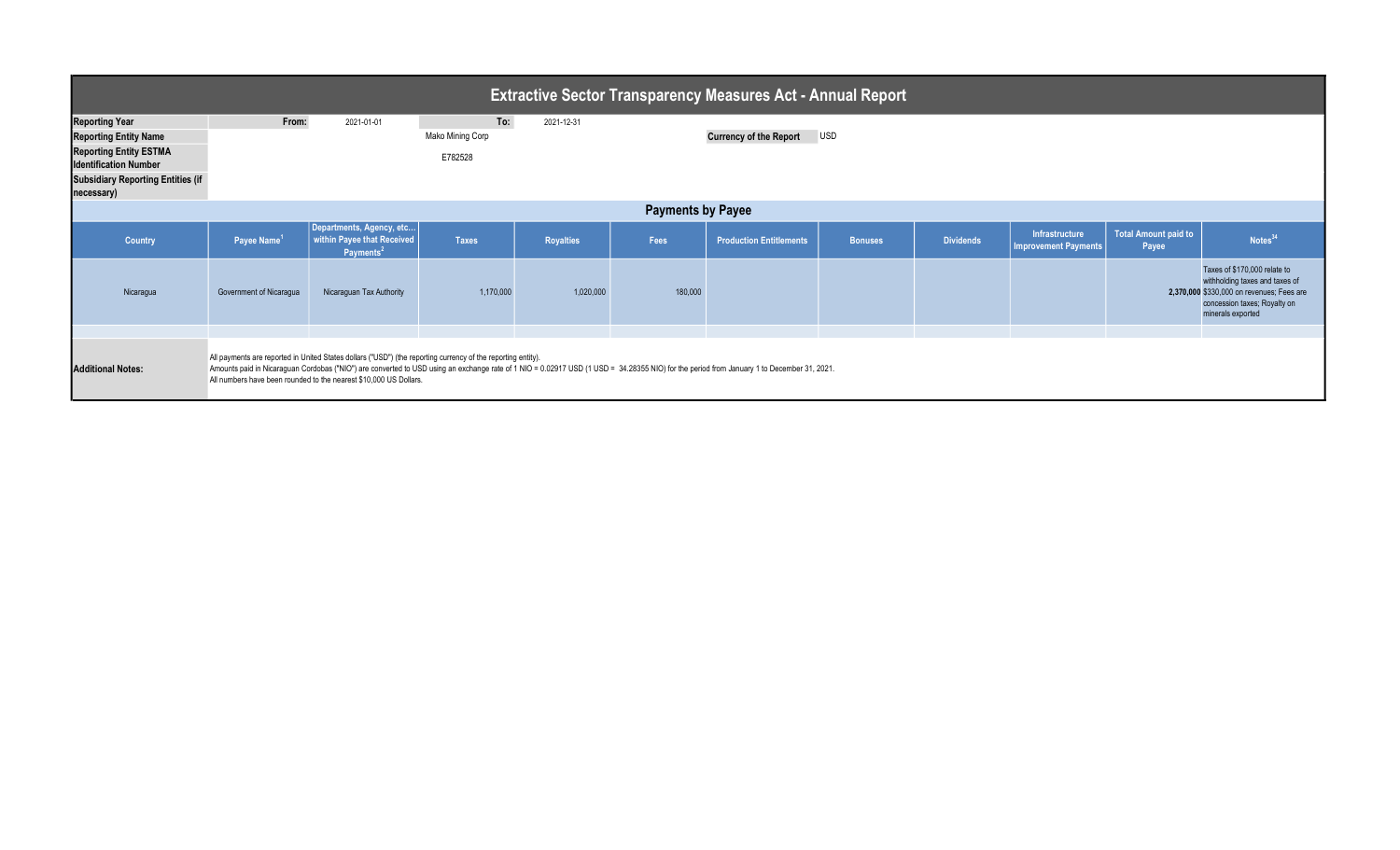# Extractive Sector Transparency Measures Act - Annual Report

| | | | | | |
|---|---|---|---|---|---|
| **Reporting Year** | From: | 2021-01-01 | To: | 2021-12-31 | |
| **Reporting Entity Name** | | Mako Mining Corp | | **Currency of the Report** | USD |
| **Reporting Entity ESTMA Identification Number** | | E782528 | | | |
| **Subsidiary Reporting Entities (if necessary)** | | | | | |

## Payments by Payee

| Country | Payee Name[1] | Departments, Agency, etc… within Payee that Received Payments[2] | Taxes | Royalties | Fees | Production Entitlements | Bonuses | Dividends | Infrastructure Improvement Payments | Total Amount paid to Payee | Notes[34] |
|---|---|---|---|---|---|---|---|---|---|---|---|
| Nicaragua | Government of Nicaragua | Nicaraguan Tax Authority | 1,170,000 | 1,020,000 | 180,000 | | | | | 2,370,000 | Taxes of $170,000 relate to withholding taxes and taxes of $330,000 on revenues; Fees are concession taxes; Royalty on minerals exported |
| | | | | | | | | | | | |

**Additional Notes:**

All payments are reported in United States dollars ("USD") (the reporting currency of the reporting entity).
Amounts paid in Nicaraguan Cordobas ("NIO") are converted to USD using an exchange rate of 1 NIO = 0.02917 USD (1 USD = 34.28355 NIO) for the period from January 1 to December 31, 2021.
All numbers have been rounded to the nearest $10,000 US Dollars.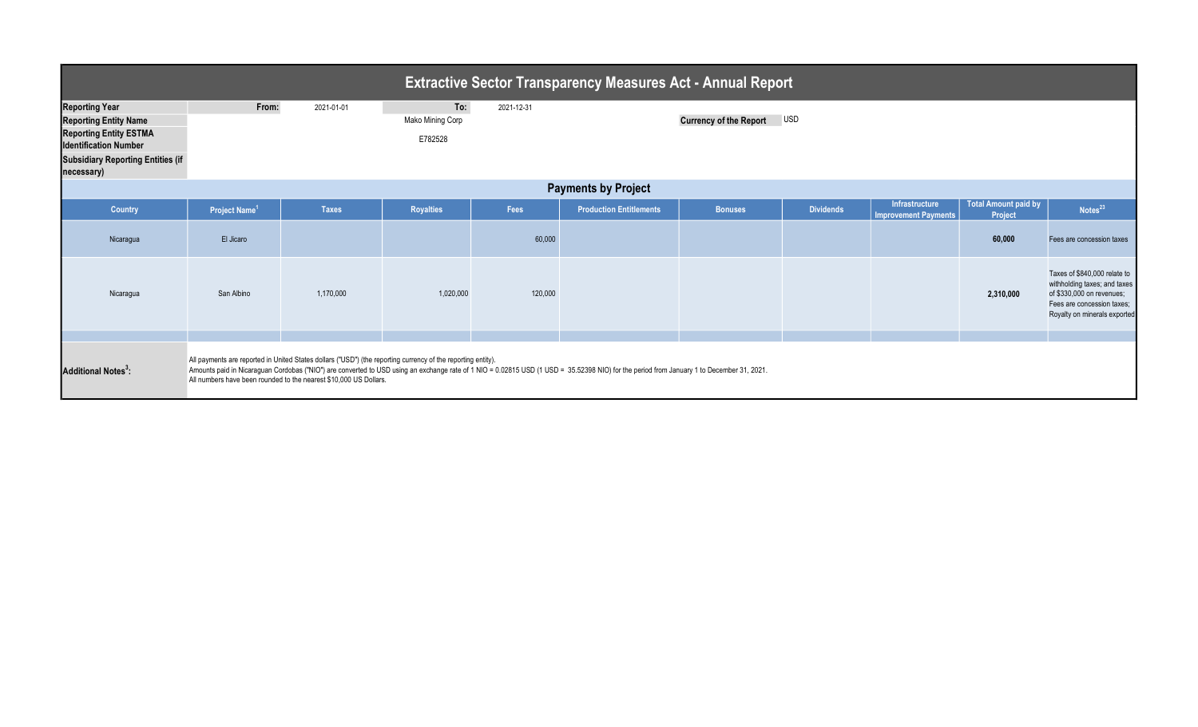# Extractive Sector Transparency Measures Act - Annual Report

| | | | |
|---|---|---|---|
| **Reporting Year** | From: 2021-01-01 | To: 2021-12-31 | |
| **Reporting Entity Name** | Mako Mining Corp | **Currency of the Report** | USD |
| **Reporting Entity ESTMA Identification Number** | E782528 | | |
| **Subsidiary Reporting Entities (if necessary)** | | | |

## Payments by Project

| Country | Project Name[1] | Taxes | Royalties | Fees | Production Entitlements | Bonuses | Dividends | Infrastructure Improvement Payments | Total Amount paid by Project | Notes[23] |
|---|---|---|---|---|---|---|---|---|---|---|
| Nicaragua | El Jicaro | | | 60,000 | | | | | **60,000** | Fees are concession taxes |
| Nicaragua | San Albino | 1,170,000 | 1,020,000 | 120,000 | | | | | **2,310,000** | Taxes of $840,000 relate to withholding taxes; and taxes of $330,000 on revenues; Fees are concession taxes; Royalty on minerals exported |
| | | | | | | | | | | |

**Additional Notes[3]:**

All payments are reported in United States dollars ("USD") (the reporting currency of the reporting entity).
Amounts paid in Nicaraguan Cordobas ("NIO") are converted to USD using an exchange rate of 1 NIO = 0.02815 USD (1 USD = 35.52398 NIO) for the period from January 1 to December 31, 2021.
All numbers have been rounded to the nearest $10,000 US Dollars.